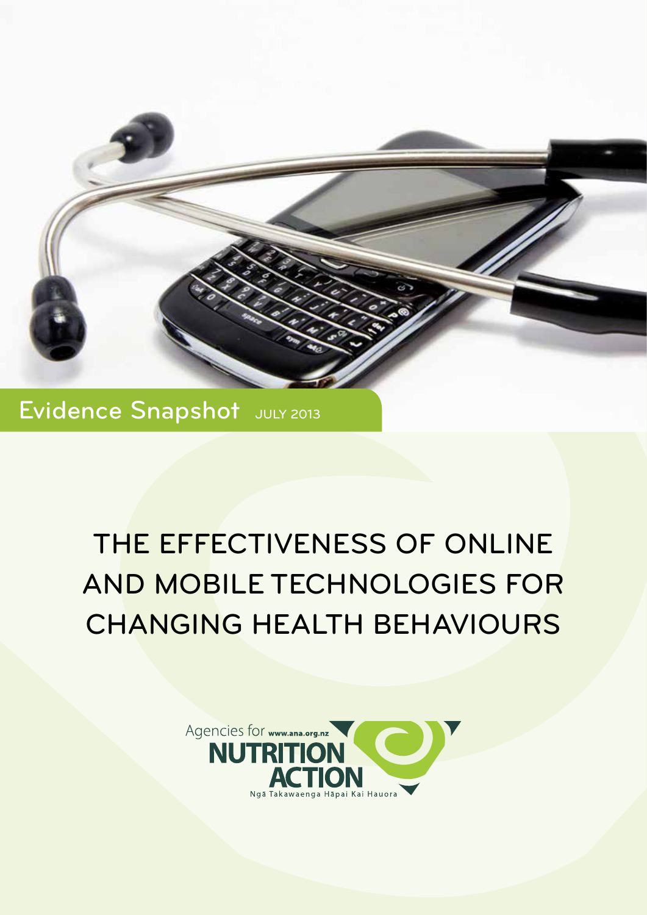Evidence Snapshot JULY 2013

# THE EFFECTIVENESS OF ONLINE AND MOBILE TECHNOLOGIES FOR CHANGING HEALTH BEHAVIOURS

Agencies for www.ana.org.nz NUTRITION ACTION

Ngā Takawaenga Hāpai Kai Hauora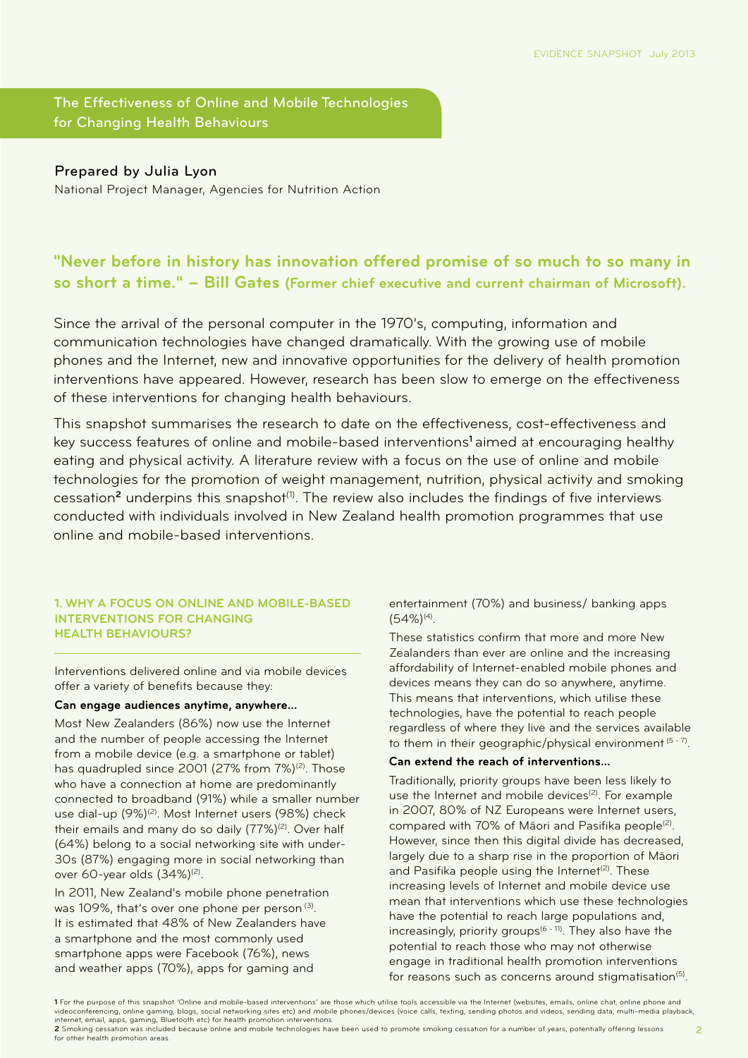## The Effectiveness of Online and Mobile Technologies for Changing Health Behaviours

**Prepared by Julia Lyon**

National Project Manager, Agencies for Nutrition Action

### "Never before in history has innovation offered promise of so much to so many in so short a time." – Bill Gates (Former chief executive and current chairman of Microsoft).

Since the arrival of the personal computer in the 1970's, computing, information and communication technologies have changed dramatically. With the growing use of mobile phones and the Internet, new and innovative opportunities for the delivery of health promotion interventions have appeared. However, research has been slow to emerge on the effectiveness of these interventions for changing health behaviours.

This snapshot summarises the research to date on the effectiveness, cost-effectiveness and key success features of online and mobile-based interventions[1] aimed at encouraging healthy eating and physical activity. A literature review with a focus on the use of online and mobile technologies for the promotion of weight management, nutrition, physical activity and smoking cessation[2] underpins this snapshot[(1)]. The review also includes the findings of five interviews conducted with individuals involved in New Zealand health promotion programmes that use online and mobile-based interventions.

### 1. WHY A FOCUS ON ONLINE AND MOBILE-BASED INTERVENTIONS FOR CHANGING HEALTH BEHAVIOURS?

Interventions delivered online and via mobile devices offer a variety of benefits because they:

**Can engage audiences anytime, anywhere...**

Most New Zealanders (86%) now use the Internet and the number of people accessing the Internet from a mobile device (e.g. a smartphone or tablet) has quadrupled since 2001 (27% from 7%)[(2)]. Those who have a connection at home are predominantly connected to broadband (91%) while a smaller number use dial-up (9%)[(2)]. Most Internet users (98%) check their emails and many do so daily (77%)[(2)]. Over half (64%) belong to a social networking site with under-30s (87%) engaging more in social networking than over 60-year olds (34%)[(2)].

In 2011, New Zealand's mobile phone penetration was 109%, that's over one phone per person [(3)]. It is estimated that 48% of New Zealanders have a smartphone and the most commonly used smartphone apps were Facebook (76%), news and weather apps (70%), apps for gaming and entertainment (70%) and business/ banking apps (54%)[(4)].

These statistics confirm that more and more New Zealanders than ever are online and the increasing affordability of Internet-enabled mobile phones and devices means they can do so anywhere, anytime. This means that interventions, which utilise these technologies, have the potential to reach people regardless of where they live and the services available to them in their geographic/physical environment [(5 - 7)].

**Can extend the reach of interventions...**

Traditionally, priority groups have been less likely to use the Internet and mobile devices[(2)]. For example in 2007, 80% of NZ Europeans were Internet users, compared with 70% of Māori and Pasifika people[(2)]. However, since then this digital divide has decreased, largely due to a sharp rise in the proportion of Māori and Pasifika people using the Internet[(2)]. These increasing levels of Internet and mobile device use mean that interventions which use these technologies have the potential to reach large populations and, increasingly, priority groups[(6 - 11)]. They also have the potential to reach those who may not otherwise engage in traditional health promotion interventions for reasons such as concerns around stigmatisation[(5)].

[1] For the purpose of this snapshot 'Online and mobile-based interventions' are those which utilise tools accessible via the Internet (websites, emails, online chat, online phone and videoconferencing, online gaming, blogs, social networking sites etc) and mobile phones/devices (voice calls, texting, sending photos and videos, sending data, multi-media playback, internet, email, apps, gaming, Bluetooth etc) for health promotion interventions.

[2] Smoking cessation was included because online and mobile technologies have been used to promote smoking cessation for a number of years, potentially offering lessons for other health promotion areas.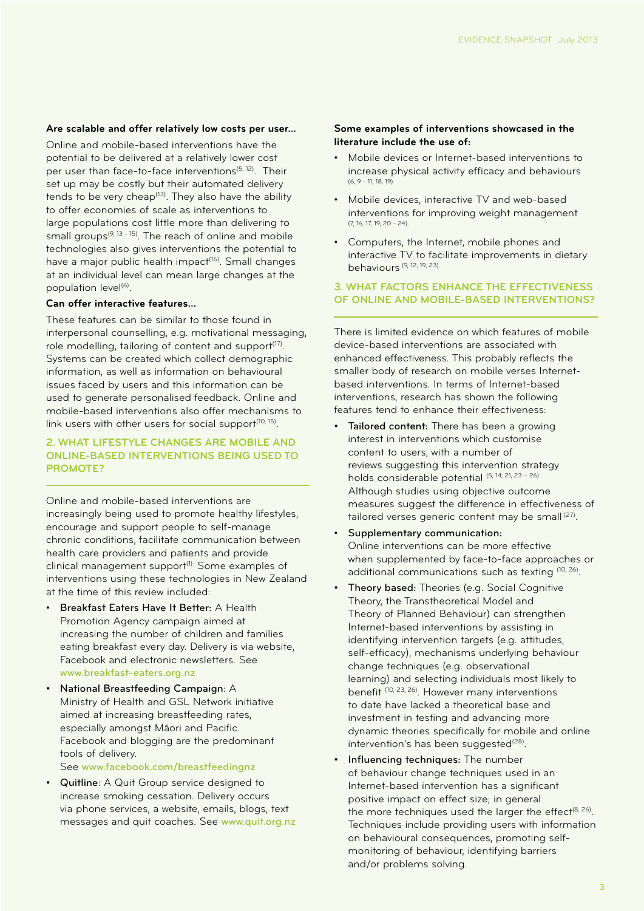**Are scalable and offer relatively low costs per user...**

Online and mobile-based interventions have the potential to be delivered at a relatively lower cost per user than face-to-face interventions[5, 12]. Their set up may be costly but their automated delivery tends to be very cheap[13]. They also have the ability to offer economies of scale as interventions to large populations cost little more than delivering to small groups[9, 13 - 15]. The reach of online and mobile technologies also gives interventions the potential to have a major public health impact[16]. Small changes at an individual level can mean large changes at the population level[6].

**Can offer interactive features...**

These features can be similar to those found in interpersonal counselling, e.g. motivational messaging, role modelling, tailoring of content and support[17]. Systems can be created which collect demographic information, as well as information on behavioural issues faced by users and this information can be used to generate personalised feedback. Online and mobile-based interventions also offer mechanisms to link users with other users for social support[10, 15].

## 2. WHAT LIFESTYLE CHANGES ARE MOBILE AND ONLINE-BASED INTERVENTIONS BEING USED TO PROMOTE?

Online and mobile-based interventions are increasingly being used to promote healthy lifestyles, encourage and support people to self-manage chronic conditions, facilitate communication between health care providers and patients and provide clinical management support[1]. Some examples of interventions using these technologies in New Zealand at the time of this review included:

- **Breakfast Eaters Have It Better:** A Health Promotion Agency campaign aimed at increasing the number of children and families eating breakfast every day. Delivery is via website, Facebook and electronic newsletters. See www.breakfast-eaters.org.nz
- **National Breastfeeding Campaign**: A Ministry of Health and GSL Network initiative aimed at increasing breastfeeding rates, especially amongst Māori and Pacific. Facebook and blogging are the predominant tools of delivery. See www.facebook.com/breastfeedingnz
- **Quitline**: A Quit Group service designed to increase smoking cessation. Delivery occurs via phone services, a website, emails, blogs, text messages and quit coaches. See www.quit.org.nz

**Some examples of interventions showcased in the literature include the use of:**

- Mobile devices or Internet-based interventions to increase physical activity efficacy and behaviours [6, 9 - 11, 18, 19].
- Mobile devices, interactive TV and web-based interventions for improving weight management [7, 16, 17, 19, 20 - 24].
- Computers, the Internet, mobile phones and interactive TV to facilitate improvements in dietary behaviours [9, 12, 19, 23].

## 3. WHAT FACTORS ENHANCE THE EFFECTIVENESS OF ONLINE AND MOBILE-BASED INTERVENTIONS?

There is limited evidence on which features of mobile device-based interventions are associated with enhanced effectiveness. This probably reflects the smaller body of research on mobile verses Internet-based interventions. In terms of Internet-based interventions, research has shown the following features tend to enhance their effectiveness:

- **Tailored content:** There has been a growing interest in interventions which customise content to users, with a number of reviews suggesting this intervention strategy holds considerable potential [5, 14, 21, 23 – 26]. Although studies using objective outcome measures suggest the difference in effectiveness of tailored verses generic content may be small [27].
- **Supplementary communication:** Online interventions can be more effective when supplemented by face-to-face approaches or additional communications such as texting [10, 26].
- **Theory based:** Theories (e.g. Social Cognitive Theory, the Transtheoretical Model and Theory of Planned Behaviour) can strengthen Internet-based interventions by assisting in identifying intervention targets (e.g. attitudes, self-efficacy), mechanisms underlying behaviour change techniques (e.g. observational learning) and selecting individuals most likely to benefit [10, 23, 26]. However many interventions to date have lacked a theoretical base and investment in testing and advancing more dynamic theories specifically for mobile and online intervention's has been suggested[28].
- **Influencing techniques:** The number of behaviour change techniques used in an Internet-based intervention has a significant positive impact on effect size; in general the more techniques used the larger the effect[8, 26]. Techniques include providing users with information on behavioural consequences, promoting self-monitoring of behaviour, identifying barriers and/or problems solving.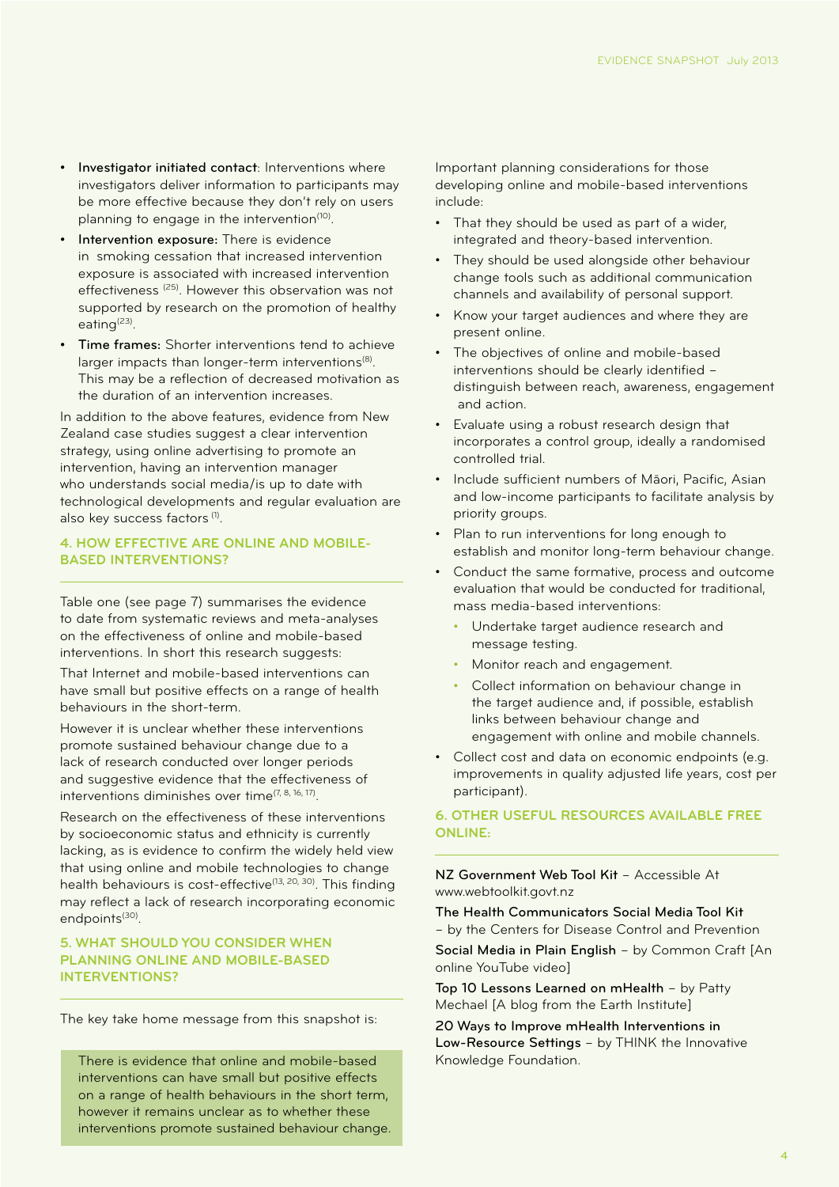- **Investigator initiated contact**: Interventions where investigators deliver information to participants may be more effective because they don't rely on users planning to engage in the intervention[10].
- **Intervention exposure:** There is evidence in smoking cessation that increased intervention exposure is associated with increased intervention effectiveness [25]. However this observation was not supported by research on the promotion of healthy eating[23].
- **Time frames:** Shorter interventions tend to achieve larger impacts than longer-term interventions[8]. This may be a reflection of decreased motivation as the duration of an intervention increases.

In addition to the above features, evidence from New Zealand case studies suggest a clear intervention strategy, using online advertising to promote an intervention, having an intervention manager who understands social media/is up to date with technological developments and regular evaluation are also key success factors [1].

## 4. HOW EFFECTIVE ARE ONLINE AND MOBILE-BASED INTERVENTIONS?

Table one (see page 7) summarises the evidence to date from systematic reviews and meta-analyses on the effectiveness of online and mobile-based interventions. In short this research suggests:

That Internet and mobile-based interventions can have small but positive effects on a range of health behaviours in the short-term.

However it is unclear whether these interventions promote sustained behaviour change due to a lack of research conducted over longer periods and suggestive evidence that the effectiveness of interventions diminishes over time[7, 8, 16, 17].

Research on the effectiveness of these interventions by socioeconomic status and ethnicity is currently lacking, as is evidence to confirm the widely held view that using online and mobile technologies to change health behaviours is cost-effective[13, 20, 30]. This finding may reflect a lack of research incorporating economic endpoints[30].

## 5. WHAT SHOULD YOU CONSIDER WHEN PLANNING ONLINE AND MOBILE-BASED INTERVENTIONS?

The key take home message from this snapshot is:

> There is evidence that online and mobile-based interventions can have small but positive effects on a range of health behaviours in the short term, however it remains unclear as to whether these interventions promote sustained behaviour change.

Important planning considerations for those developing online and mobile-based interventions include:

- That they should be used as part of a wider, integrated and theory-based intervention.
- They should be used alongside other behaviour change tools such as additional communication channels and availability of personal support.
- Know your target audiences and where they are present online.
- The objectives of online and mobile-based interventions should be clearly identified – distinguish between reach, awareness, engagement and action.
- Evaluate using a robust research design that incorporates a control group, ideally a randomised controlled trial.
- Include sufficient numbers of Māori, Pacific, Asian and low-income participants to facilitate analysis by priority groups.
- Plan to run interventions for long enough to establish and monitor long-term behaviour change.
- Conduct the same formative, process and outcome evaluation that would be conducted for traditional, mass media-based interventions:
  - Undertake target audience research and message testing.
  - Monitor reach and engagement.
  - Collect information on behaviour change in the target audience and, if possible, establish links between behaviour change and engagement with online and mobile channels.
- Collect cost and data on economic endpoints (e.g. improvements in quality adjusted life years, cost per participant).

## 6. OTHER USEFUL RESOURCES AVAILABLE FREE ONLINE:

**NZ Government Web Tool Kit** – Accessible At www.webtoolkit.govt.nz

**The Health Communicators Social Media Tool Kit** – by the Centers for Disease Control and Prevention

**Social Media in Plain English** – by Common Craft [An online YouTube video]

**Top 10 Lessons Learned on mHealth** – by Patty Mechael [A blog from the Earth Institute]

**20 Ways to Improve mHealth Interventions in Low-Resource Settings** – by THINK the Innovative Knowledge Foundation.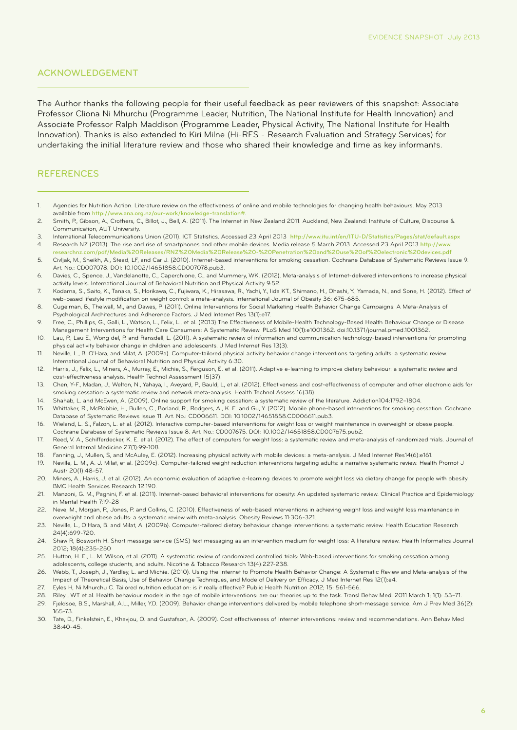## ACKNOWLEDGEMENT

The Author thanks the following people for their useful feedback as peer reviewers of this snapshot: Associate Professor Cliona Ni Mhurchu (Programme Leader, Nutrition, The National Institute for Health Innovation) and Associate Professor Ralph Maddison (Programme Leader, Physical Activity, The National Institute for Health Innovation). Thanks is also extended to Kiri Milne (Hi-RES - Research Evaluation and Strategy Services) for undertaking the initial literature review and those who shared their knowledge and time as key informants.

## REFERENCES

1. Agencies for Nutrition Action. Literature review on the effectiveness of online and mobile technologies for changing health behaviours. May 2013 available from http://www.ana.org.nz/our-work/knowledge-translation#.
2. Smith, P., Gibson, A., Crothers, C., Billot, J., Bell, A. (2011). The Internet in New Zealand 2011. Auckland, New Zealand: Institute of Culture, Discourse & Communication, AUT University.
3. International Telecommunications Union (2011). ICT Statistics. Accessed 23 April 2013 http://www.itu.int/en/ITU-D/Statistics/Pages/stat/default.aspx
4. Research NZ (2013). The rise and rise of smartphones and other mobile devices. Media release 5 March 2013. Accessed 23 April 2013 http://www.researchnz.com/pdf/Media%20Releases/RNZ%20Media%20Release%20-%20Penetration%20and%20use%20of%20electronic%20devices.pdf
5. Civljak, M., Sheikh, A., Stead, LF, and Car J. (2010). Internet-based interventions for smoking cessation. Cochrane Database of Systematic Reviews Issue 9. Art. No.: CD007078. DOI: 10.1002/14651858.CD007078.pub3.
6. Davies, C., Spence, J., Vandelanotte, C., Caperchione, C., and Mummery, WK. (2012). Meta-analysis of Internet-delivered interventions to increase physical activity levels. International Journal of Behavioral Nutrition and Physical Activity 9:52.
7. Kodama, S., Saito, K., Tanaka, S., Horikawa, C., Fujiwara, K., Hirasawa, R., Yachi, Y., Iida KT., Shimano, H., Ohashi, Y., Yamada, N., and Sone, H. (2012). Effect of web-based lifestyle modification on weight control: a meta-analysis. International Journal of Obesity 36: 675-685.
8. Cugelman, B., Thelwall, M., and Dawes, P. (2011). Online Interventions for Social Marketing Health Behavior Change Campaigns: A Meta-Analysis of Psychological Architectures and Adherence Factors. J Med Internet Res 13(1):e17.
9. Free, C., Phillips, G., Galli, L., Watson, L., Felix, L., et al. (2013) The Effectiveness of Mobile-Health Technology-Based Health Behaviour Change or Disease Management Interventions for Health Care Consumers: A Systematic Review. PLoS Med 10(1):e1001362. doi:10.1371/journal.pmed.1001362.
10. Lau, P., Lau E., Wong del, P. and Ransdell, L. (2011). A systematic review of information and communication technology-based interventions for promoting physical activity behavior change in children and adolescents. J Med Internet Res 13(3).
11. Neville, L., B. O'Hara, and Milat, A. (2009a). Computer-tailored physical activity behavior change interventions targeting adults: a systematic review. International Journal of Behavioral Nutrition and Physical Activity 6:30.
12. Harris, J., Felix, L., Miners, A., Murray, E., Michie, S., Ferguson, E. et al. (2011). Adaptive e-learning to improve dietary behaviour: a systematic review and cost-effectiveness analysis. Health Technol Assessment 15(37).
13. Chen, Y-F., Madan, J., Welton, N., Yahaya, I., Aveyard, P., Bauld, L, et al. (2012). Effectiveness and cost-effectiveness of computer and other electronic aids for smoking cessation: a systematic review and network meta-analysis. Health Technol Assess 16(38).
14. Shahab, L. and McEwen, A. (2009). Online support for smoking cessation: a systematic review of the literature. Addiction104:1792–1804.
15. Whittaker, R., McRobbie, H., Bullen, C., Borland, R., Rodgers, A., K. E. and Gu, Y. (2012). Mobile phone-based interventions for smoking cessation. Cochrane Database of Systematic Reviews Issue 11. Art. No.: CD006611. DOI: 10.1002/14651858.CD006611.pub3.
16. Wieland, L. S., Falzon, L. et al. (2012). Interactive computer-based interventions for weight loss or weight maintenance in overweight or obese people. Cochrane Database of Systematic Reviews Issue 8. Art. No.: CD007675. DOI: 10.1002/14651858.CD007675.pub2.
17. Reed, V. A., Schifferdecker, K. E. et al. (2012). The effect of computers for weight loss: a systematic review and meta-analysis of randomized trials. Journal of General Internal Medicine 27(1):99-108.
18. Fanning, J., Mullen, S, and McAuley, E. (2012). Increasing physical activity with mobile devices: a meta-analysis. J Med Internet Res14(6):e161.
19. Neville, L. M., A. J. Milat, et al. (2009c). Computer-tailored weight reduction interventions targeting adults: a narrative systematic review. Health Promot J Austr 20(1):48-57.
20. Miners, A., Harris, J. et al. (2012). An economic evaluation of adaptive e-learning devices to promote weight loss via dietary change for people with obesity. BMC Health Services Research 12:190.
21. Manzoni, G. M., Pagnini, F. et al. (2011). Internet-based behavioral interventions for obesity: An updated systematic review. Clinical Practice and Epidemiology in Mental Health 7:19-28
22. Neve, M., Morgan, P., Jones, P. and Collins, C. (2010). Effectiveness of web-based interventions in achieving weight loss and weight loss maintenance in overweight and obese adults: a systematic review with meta-analysis. Obesity Reviews 11:306-321.
23. Neville, L., O'Hara, B. and Milat, A. (2009b). Computer-tailored dietary behaviour change interventions: a systematic review. Health Education Research 24(4):699-720.
24. Shaw R, Bosworth H. Short message service (SMS) text messaging as an intervention medium for weight loss: A literature review. Health Informatics Journal 2012; 18(4):235-250
25. Hutton, H. E., L. M. Wilson, et al. (2011). A systematic review of randomized controlled trials: Web-based interventions for smoking cessation among adolescents, college students, and adults. Nicotine & Tobacco Research 13(4):227-238.
26. Webb, T., Joseph, J., Yardley, L. and Michie. (2010). Using the Internet to Promote Health Behavior Change: A Systematic Review and Meta-analysis of the Impact of Theoretical Basis, Use of Behavior Change Techniques, and Mode of Delivery on Efficacy. J Med Internet Res 12(1):e4.
27. Eyles H, Ni Mhurchu C. Tailored nutrition education: is it really effective? Public Health Nutrition 2012; 15: 561-566.
28. Riley , WT et al. Health behaviour models in the age of mobile interventions: are our theories up to the task. Transl Behav Med. 2011 March 1; 1(1): 53–71.
29. Fjeldsoe, B.S., Marshall, A.L., Miller, Y.D. (2009). Behavior change interventions delivered by mobile telephone short-message service. Am J Prev Med 36(2): 165-73.
30. Tate, D., Finkelstein, E., Khavjou, O. and Gustafson, A. (2009). Cost effectiveness of Internet interventions: review and recommendations. Ann Behav Med 38:40-45.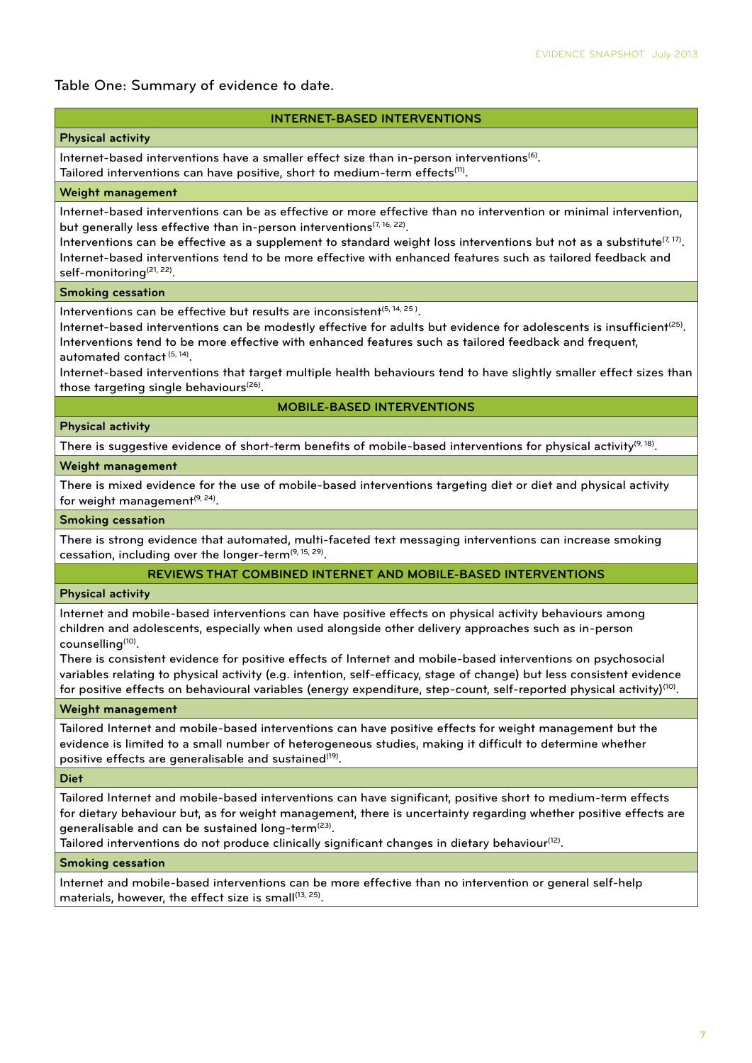Table One: Summary of evidence to date.

| INTERNET-BASED INTERVENTIONS |
| --- |
| **Physical activity** |
| Internet-based interventions have a smaller effect size than in-person interventions[6]. Tailored interventions can have positive, short to medium-term effects[11]. |
| **Weight management** |
| Internet-based interventions can be as effective or more effective than no intervention or minimal intervention, but generally less effective than in-person interventions[7, 16, 22]. Interventions can be effective as a supplement to standard weight loss interventions but not as a substitute[7, 17]. Internet-based interventions tend to be more effective with enhanced features such as tailored feedback and self-monitoring[21, 22]. |
| **Smoking cessation** |
| Interventions can be effective but results are inconsistent[5, 14, 25]. Internet-based interventions can be modestly effective for adults but evidence for adolescents is insufficient[25]. Interventions tend to be more effective with enhanced features such as tailored feedback and frequent, automated contact[5, 14]. Internet-based interventions that target multiple health behaviours tend to have slightly smaller effect sizes than those targeting single behaviours[26]. |
| **MOBILE-BASED INTERVENTIONS** |
| **Physical activity** |
| There is suggestive evidence of short-term benefits of mobile-based interventions for physical activity[9, 18]. |
| **Weight management** |
| There is mixed evidence for the use of mobile-based interventions targeting diet or diet and physical activity for weight management[9, 24]. |
| **Smoking cessation** |
| There is strong evidence that automated, multi-faceted text messaging interventions can increase smoking cessation, including over the longer-term[9, 15, 29]. |
| **REVIEWS THAT COMBINED INTERNET AND MOBILE-BASED INTERVENTIONS** |
| **Physical activity** |
| Internet and mobile-based interventions can have positive effects on physical activity behaviours among children and adolescents, especially when used alongside other delivery approaches such as in-person counselling[10]. There is consistent evidence for positive effects of Internet and mobile-based interventions on psychosocial variables relating to physical activity (e.g. intention, self-efficacy, stage of change) but less consistent evidence for positive effects on behavioural variables (energy expenditure, step-count, self-reported physical activity)[10]. |
| **Weight management** |
| Tailored Internet and mobile-based interventions can have positive effects for weight management but the evidence is limited to a small number of heterogeneous studies, making it difficult to determine whether positive effects are generalisable and sustained[19]. |
| **Diet** |
| Tailored Internet and mobile-based interventions can have significant, positive short to medium-term effects for dietary behaviour but, as for weight management, there is uncertainty regarding whether positive effects are generalisable and can be sustained long-term[23]. Tailored interventions do not produce clinically significant changes in dietary behaviour[12]. |
| **Smoking cessation** |
| Internet and mobile-based interventions can be more effective than no intervention or general self-help materials, however, the effect size is small[13, 25]. |